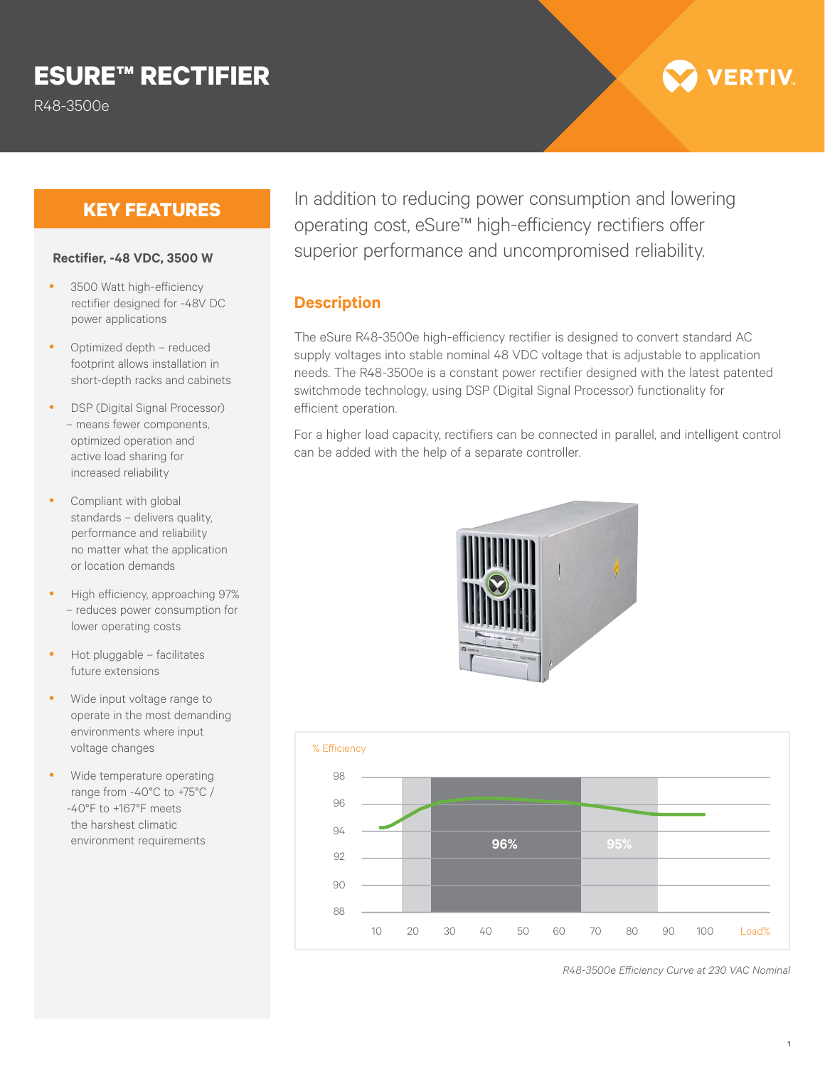# ESURE™ RECTIFIER

R48-3500e

## KEY FEATURES

**Rectifier, -48 VDC, 3500 W**

- 3500 Watt high-efficiency rectifier designed for -48V DC power applications
- Optimized depth – reduced footprint allows installation in short-depth racks and cabinets
- DSP (Digital Signal Processor) – means fewer components, optimized operation and active load sharing for increased reliability
- Compliant with global standards – delivers quality, performance and reliability no matter what the application or location demands
- High efficiency, approaching 97% – reduces power consumption for lower operating costs
- Hot pluggable – facilitates future extensions
- Wide input voltage range to operate in the most demanding environments where input voltage changes
- Wide temperature operating range from -40°C to +75°C / -40°F to +167°F meets the harshest climatic environment requirements

In addition to reducing power consumption and lowering operating cost, eSure™ high-efficiency rectifiers offer superior performance and uncompromised reliability.

## Description

The eSure R48-3500e high-efficiency rectifier is designed to convert standard AC supply voltages into stable nominal 48 VDC voltage that is adjustable to application needs. The R48-3500e is a constant power rectifier designed with the latest patented switchmode technology, using DSP (Digital Signal Processor) functionality for efficient operation.

For a higher load capacity, rectifiers can be connected in parallel, and intelligent control can be added with the help of a separate controller.

*R48-3500e Efficiency Curve at 230 VAC Nominal*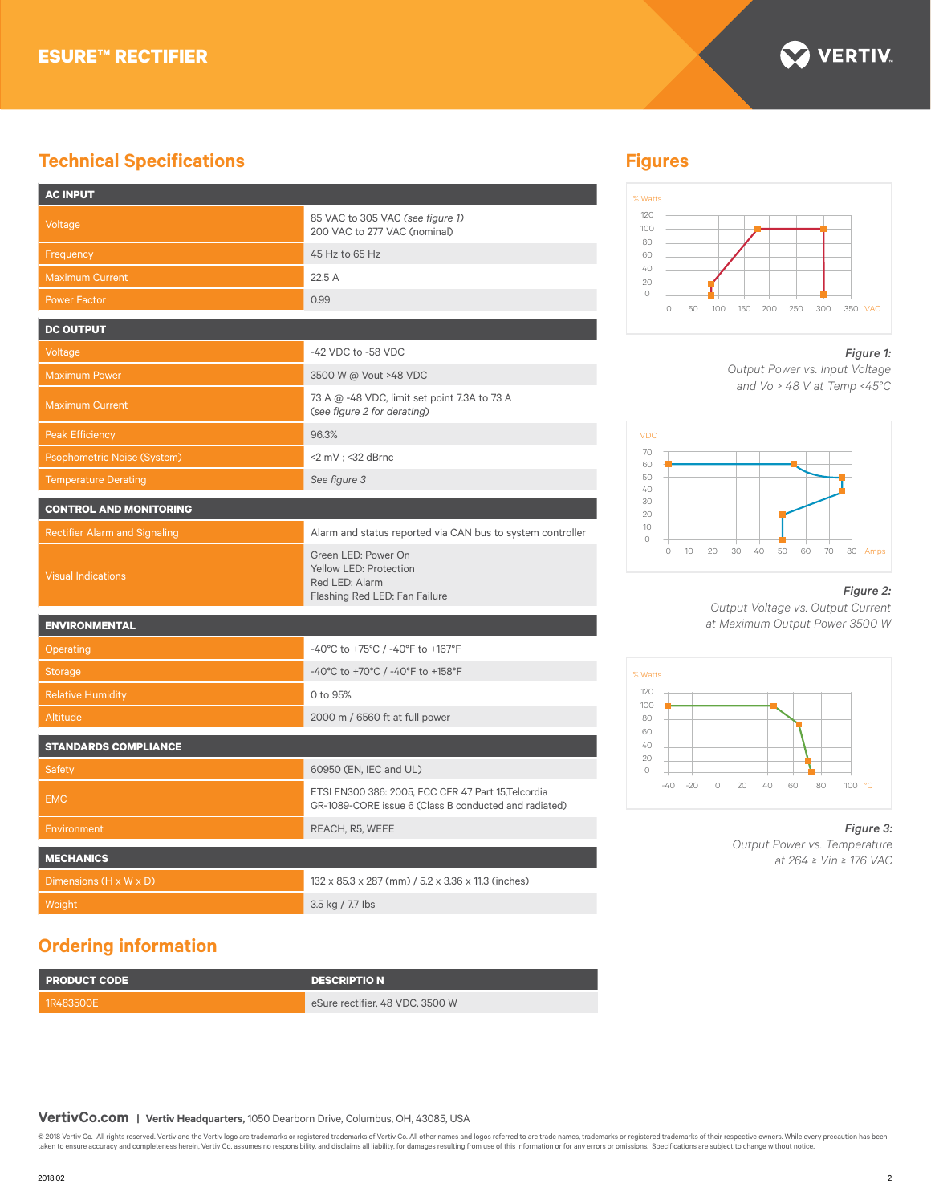# ESURE™ RECTIFIER

## Technical Specifications

| AC INPUT | |
|---|---|
| Voltage | 85 VAC to 305 VAC *(see figure 1)*<br>200 VAC to 277 VAC (nominal) |
| Frequency | 45 Hz to 65 Hz |
| Maximum Current | 22.5 A |
| Power Factor | 0.99 |

| DC OUTPUT | |
|---|---|
| Voltage | -42 VDC to -58 VDC |
| Maximum Power | 3500 W @ Vout >48 VDC |
| Maximum Current | 73 A @ -48 VDC, limit set point 7.3A to 73 A<br>*(see figure 2 for derating)* |
| Peak Efficiency | 96.3% |
| Psophometric Noise (System) | <2 mV ; <32 dBrnc |
| Temperature Derating | *See figure 3* |

| CONTROL AND MONITORING | |
|---|---|
| Rectifier Alarm and Signaling | Alarm and status reported via CAN bus to system controller |
| Visual Indications | Green LED: Power On<br>Yellow LED: Protection<br>Red LED: Alarm<br>Flashing Red LED: Fan Failure |

| ENVIRONMENTAL | |
|---|---|
| Operating | -40°C to +75°C / -40°F to +167°F |
| Storage | -40°C to +70°C / -40°F to +158°F |
| Relative Humidity | 0 to 95% |
| Altitude | 2000 m / 6560 ft at full power |

| STANDARDS COMPLIANCE | |
|---|---|
| Safety | 60950 (EN, IEC and UL) |
| EMC | ETSI EN300 386: 2005, FCC CFR 47 Part 15,Telcordia<br>GR-1089-CORE issue 6 (Class B conducted and radiated) |
| Environment | REACH, R5, WEEE |

| MECHANICS | |
|---|---|
| Dimensions (H x W x D) | 132 x 85.3 x 287 (mm) / 5.2 x 3.36 x 11.3 (inches) |
| Weight | 3.5 kg / 7.7 lbs |

## Ordering information

| PRODUCT CODE | DESCRIPTIO N |
|---|---|
| 1R483500E | eSure rectifier, 48 VDC, 3500 W |

## Figures

% Watts
120
100
80
60
40
20
0
0 50 100 150 200 250 300 350 VAC

***Figure 1:***
*Output Power vs. Input Voltage and Vo > 48 V at Temp <45°C*

VDC
70
60
50
40
30
20
10
0
0 10 20 30 40 50 60 70 80 Amps

***Figure 2:***
*Output Voltage vs. Output Current at Maximum Output Power 3500 W*

% Watts
120
100
80
60
40
20
0
-40 -20 0 20 40 60 80 100 °C

***Figure 3:***
*Output Power vs. Temperature at 264 ≥ Vin ≥ 176 VAC*

**VertivCo.com** | **Vertiv Headquarters,** 1050 Dearborn Drive, Columbus, OH, 43085, USA

© 2018 Vertiv Co. All rights reserved. Vertiv and the Vertiv logo are trademarks or registered trademarks of Vertiv Co. All other names and logos referred to are trade names, trademarks or registered trademarks of their respective owners. While every precaution has been taken to ensure accuracy and completeness herein, Vertiv Co. assumes no responsibility, and disclaims all liability, for damages resulting from use of this information or for any errors or omissions. Specifications are subject to change without notice.

2018.02